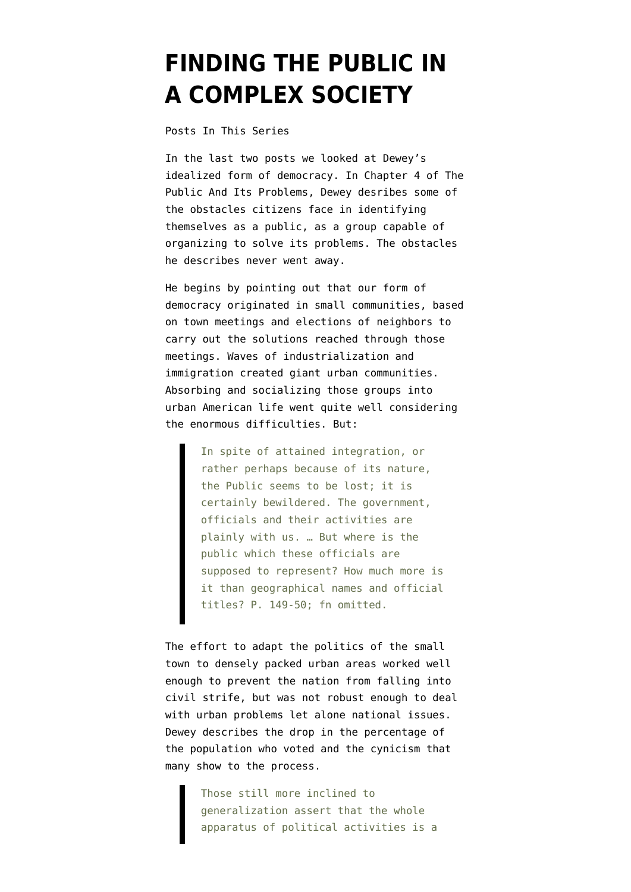# FINDING THE PUBLIC IN A COMPLEX SOCIETY

Posts In This Series

In the last two posts we looked at Dewey's idealized form of democracy. In Chapter 4 of The Public And Its Problems, Dewey desribes some of the obstacles citizens face in identifying themselves as a public, as a group capable of organizing to solve its problems. The obstacles he describes never went away.

He begins by pointing out that our form of democracy originated in small communities, based on town meetings and elections of neighbors to carry out the solutions reached through those meetings. Waves of industrialization and immigration created giant urban communities. Absorbing and socializing those groups into urban American life went quite well considering the enormous difficulties. But:

> In spite of attained integration, or rather perhaps because of its nature, the Public seems to be lost; it is certainly bewildered. The government, officials and their activities are plainly with us. … But where is the public which these officials are supposed to represent? How much more is it than geographical names and official titles? P. 149-50; fn omitted.

The effort to adapt the politics of the small town to densely packed urban areas worked well enough to prevent the nation from falling into civil strife, but was not robust enough to deal with urban problems let alone national issues. Dewey describes the drop in the percentage of the population who voted and the cynicism that many show to the process.

> Those still more inclined to generalization assert that the whole apparatus of political activities is a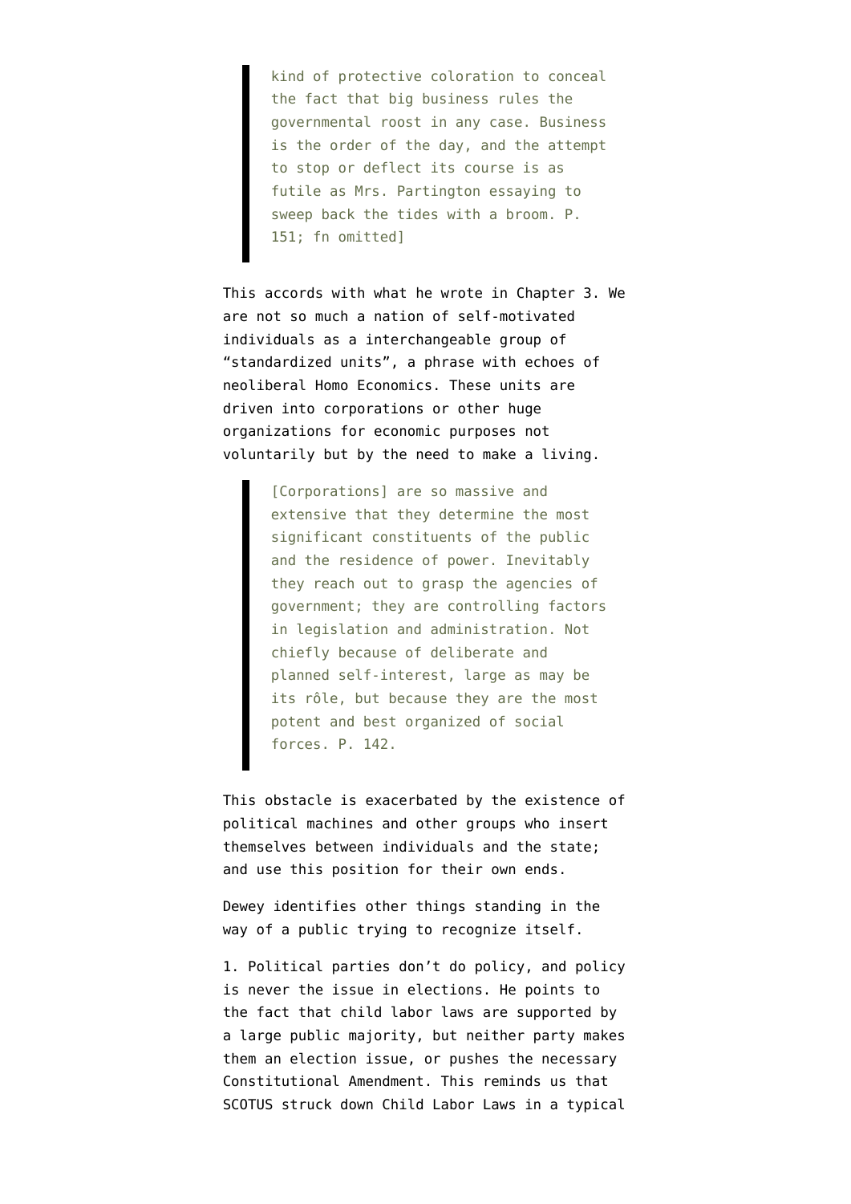> kind of protective coloration to conceal the fact that big business rules the governmental roost in any case. Business is the order of the day, and the attempt to stop or deflect its course is as futile as Mrs. Partington essaying to sweep back the tides with a broom. P. 151; fn omitted]

This accords with what he wrote in Chapter 3. We are not so much a nation of self-motivated individuals as a interchangeable group of "standardized units", a phrase with echoes of neoliberal Homo Economics. These units are driven into corporations or other huge organizations for economic purposes not voluntarily but by the need to make a living.

> [Corporations] are so massive and extensive that they determine the most significant constituents of the public and the residence of power. Inevitably they reach out to grasp the agencies of government; they are controlling factors in legislation and administration. Not chiefly because of deliberate and planned self-interest, large as may be its rôle, but because they are the most potent and best organized of social forces. P. 142.

This obstacle is exacerbated by the existence of political machines and other groups who insert themselves between individuals and the state; and use this position for their own ends.

Dewey identifies other things standing in the way of a public trying to recognize itself.

1. Political parties don't do policy, and policy is never the issue in elections. He points to the fact that child labor laws are supported by a large public majority, but neither party makes them an election issue, or pushes the necessary Constitutional Amendment. This reminds us that SCOTUS struck down Child Labor Laws in a typical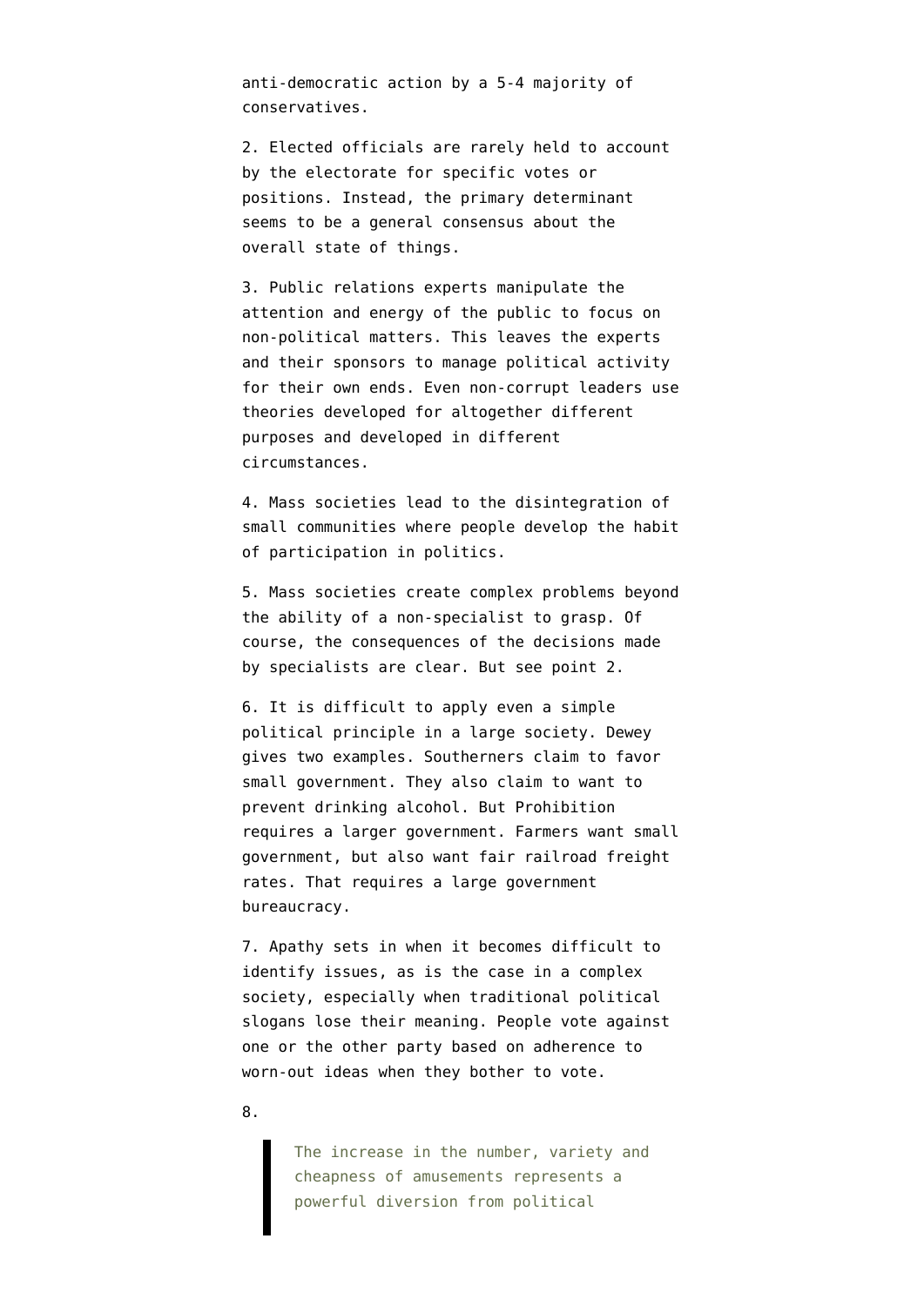anti-democratic action by a 5-4 majority of conservatives.

2. Elected officials are rarely held to account by the electorate for specific votes or positions. Instead, the primary determinant seems to be a general consensus about the overall state of things.

3. Public relations experts manipulate the attention and energy of the public to focus on non-political matters. This leaves the experts and their sponsors to manage political activity for their own ends. Even non-corrupt leaders use theories developed for altogether different purposes and developed in different circumstances.

4. Mass societies lead to the disintegration of small communities where people develop the habit of participation in politics.

5. Mass societies create complex problems beyond the ability of a non-specialist to grasp. Of course, the consequences of the decisions made by specialists are clear. But see point 2.

6. It is difficult to apply even a simple political principle in a large society. Dewey gives two examples. Southerners claim to favor small government. They also claim to want to prevent drinking alcohol. But Prohibition requires a larger government. Farmers want small government, but also want fair railroad freight rates. That requires a large government bureaucracy.

7. Apathy sets in when it becomes difficult to identify issues, as is the case in a complex society, especially when traditional political slogans lose their meaning. People vote against one or the other party based on adherence to worn-out ideas when they bother to vote.

8.

> The increase in the number, variety and cheapness of amusements represents a powerful diversion from political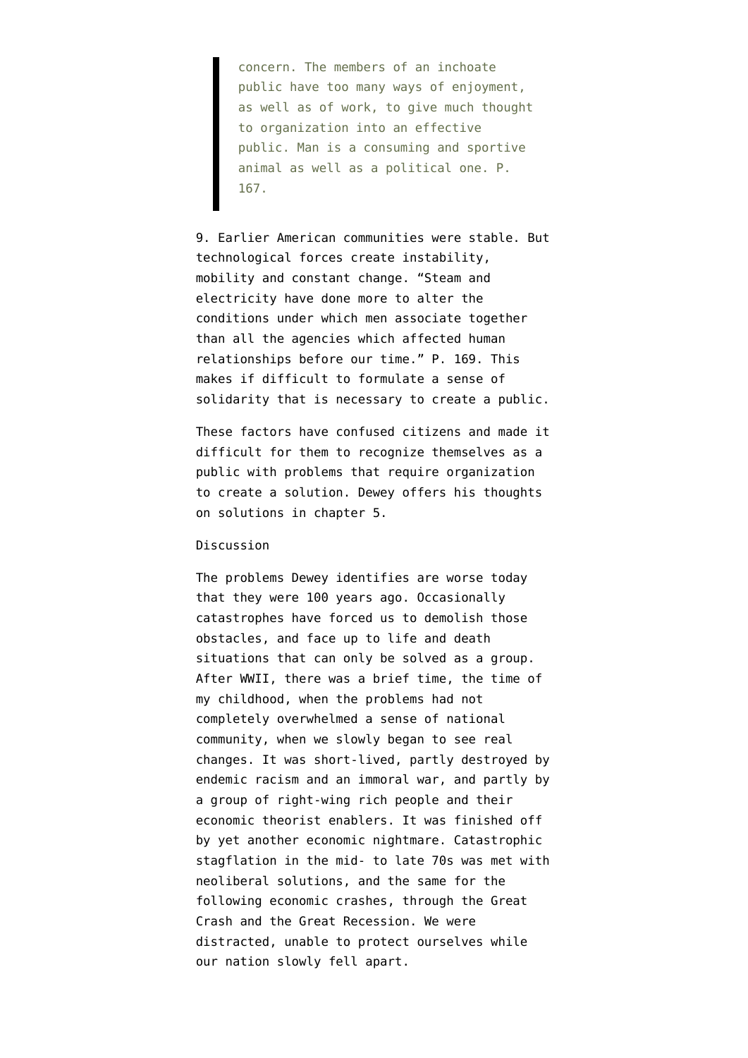> concern. The members of an inchoate public have too many ways of enjoyment, as well as of work, to give much thought to organization into an effective public. Man is a consuming and sportive animal as well as a political one. P. 167.

9. Earlier American communities were stable. But technological forces create instability, mobility and constant change. "Steam and electricity have done more to alter the conditions under which men associate together than all the agencies which affected human relationships before our time." P. 169. This makes if difficult to formulate a sense of solidarity that is necessary to create a public.

These factors have confused citizens and made it difficult for them to recognize themselves as a public with problems that require organization to create a solution. Dewey offers his thoughts on solutions in chapter 5.

Discussion

The problems Dewey identifies are worse today that they were 100 years ago. Occasionally catastrophes have forced us to demolish those obstacles, and face up to life and death situations that can only be solved as a group. After WWII, there was a brief time, the time of my childhood, when the problems had not completely overwhelmed a sense of national community, when we slowly began to see real changes. It was short-lived, partly destroyed by endemic racism and an immoral war, and partly by a group of right-wing rich people and their economic theorist enablers. It was finished off by yet another economic nightmare. Catastrophic stagflation in the mid- to late 70s was met with neoliberal solutions, and the same for the following economic crashes, through the Great Crash and the Great Recession. We were distracted, unable to protect ourselves while our nation slowly fell apart.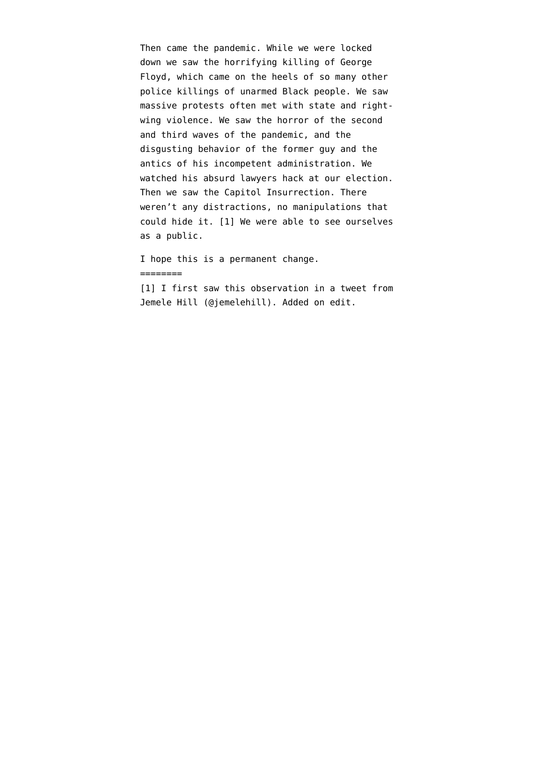Then came the pandemic. While we were locked down we saw the horrifying killing of George Floyd, which came on the heels of so many other police killings of unarmed Black people. We saw massive protests often met with state and right-wing violence. We saw the horror of the second and third waves of the pandemic, and the disgusting behavior of the former guy and the antics of his incompetent administration. We watched his absurd lawyers hack at our election. Then we saw the Capitol Insurrection. There weren't any distractions, no manipulations that could hide it. [1] We were able to see ourselves as a public.

I hope this is a permanent change.

========

[1] I first saw this observation in a tweet from Jemele Hill (@jemelehill). Added on edit.